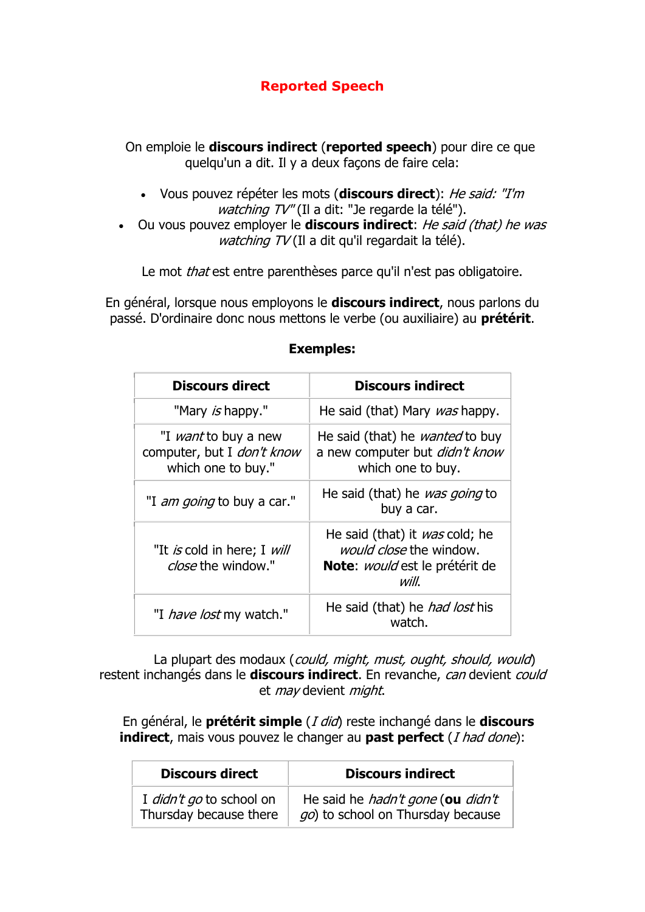# Reported Speech

On emploie le **discours indirect** (**reported speech**) pour dire ce que quelqu'un a dit. Il y a deux façons de faire cela:

- Vous pouvez répéter les mots (**discours direct**): *He said: "I'm watching TV"* (Il a dit: "Je regarde la télé").
- Ou vous pouvez employer le **discours indirect**: *He said (that) he was watching TV* (Il a dit qu'il regardait la télé).

Le mot *that* est entre parenthèses parce qu'il n'est pas obligatoire.

En général, lorsque nous employons le **discours indirect**, nous parlons du passé. D'ordinaire donc nous mettons le verbe (ou auxiliaire) au **prétérit**.

**Exemples:**

| **Discours direct** | **Discours indirect** |
|---|---|
| "Mary *is* happy." | He said (that) Mary *was* happy. |
| "I *want* to buy a new computer, but I *don't know* which one to buy." | He said (that) he *wanted* to buy a new computer but *didn't know* which one to buy. |
| "I *am going* to buy a car." | He said (that) he *was going* to buy a car. |
| "It *is* cold in here; I *will close* the window." | He said (that) it *was* cold; he *would close* the window. **Note**: *would* est le prétérit de *will*. |
| "I *have lost* my watch." | He said (that) he *had lost* his watch. |

La plupart des modaux (*could, might, must, ought, should, would*) restent inchangés dans le **discours indirect**. En revanche, *can* devient *could* et *may* devient *might*.

En général, le **prétérit simple** (*I did*) reste inchangé dans le **discours indirect**, mais vous pouvez le changer au **past perfect** (*I had done*):

| **Discours direct** | **Discours indirect** |
|---|---|
| I *didn't go* to school on Thursday because there | He said he *hadn't gone* (**ou** *didn't go*) to school on Thursday because |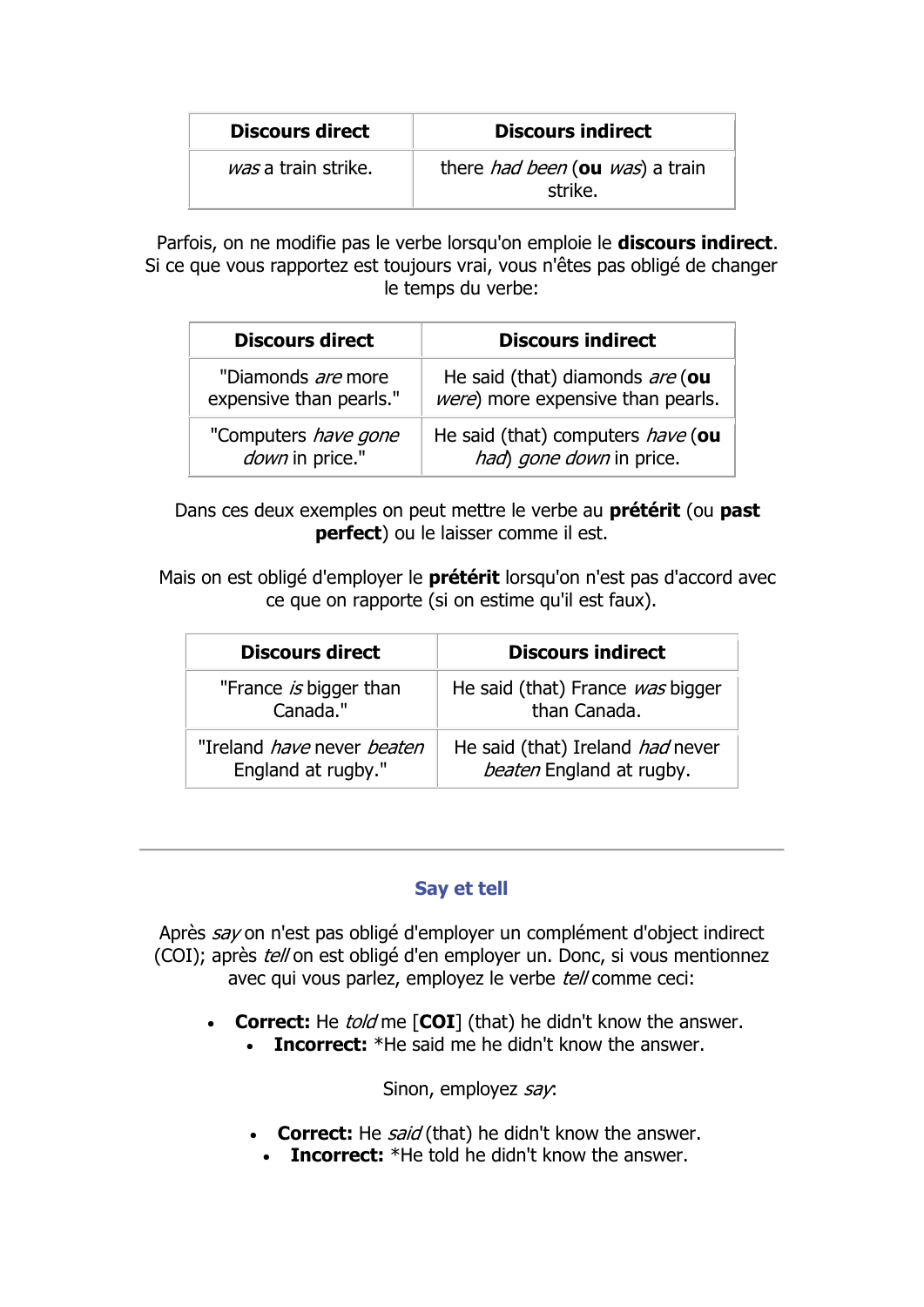| Discours direct | Discours indirect |
| --- | --- |
| *was* a train strike. | there *had been* (**ou** *was*) a train strike. |

Parfois, on ne modifie pas le verbe lorsqu'on emploie le **discours indirect**. Si ce que vous rapportez est toujours vrai, vous n'êtes pas obligé de changer le temps du verbe:

| Discours direct | Discours indirect |
| --- | --- |
| "Diamonds *are* more expensive than pearls." | He said (that) diamonds *are* (**ou** *were*) more expensive than pearls. |
| "Computers *have gone down* in price." | He said (that) computers *have* (**ou** *had*) *gone down* in price. |

Dans ces deux exemples on peut mettre le verbe au **prétérit** (ou **past perfect**) ou le laisser comme il est.

Mais on est obligé d'employer le **prétérit** lorsqu'on n'est pas d'accord avec ce que on rapporte (si on estime qu'il est faux).

| Discours direct | Discours indirect |
| --- | --- |
| "France *is* bigger than Canada." | He said (that) France *was* bigger than Canada. |
| "Ireland *have* never *beaten* England at rugby." | He said (that) Ireland *had* never *beaten* England at rugby. |

---

## Say et tell

Après *say* on n'est pas obligé d'employer un complément d'object indirect (COI); après *tell* on est obligé d'en employer un. Donc, si vous mentionnez avec qui vous parlez, employez le verbe *tell* comme ceci:

- **Correct:** He *told* me [**COI**] (that) he didn't know the answer.
  - **Incorrect:** *He said me he didn't know the answer.

Sinon, employez *say*:

- **Correct:** He *said* (that) he didn't know the answer.
- **Incorrect:** *He told he didn't know the answer.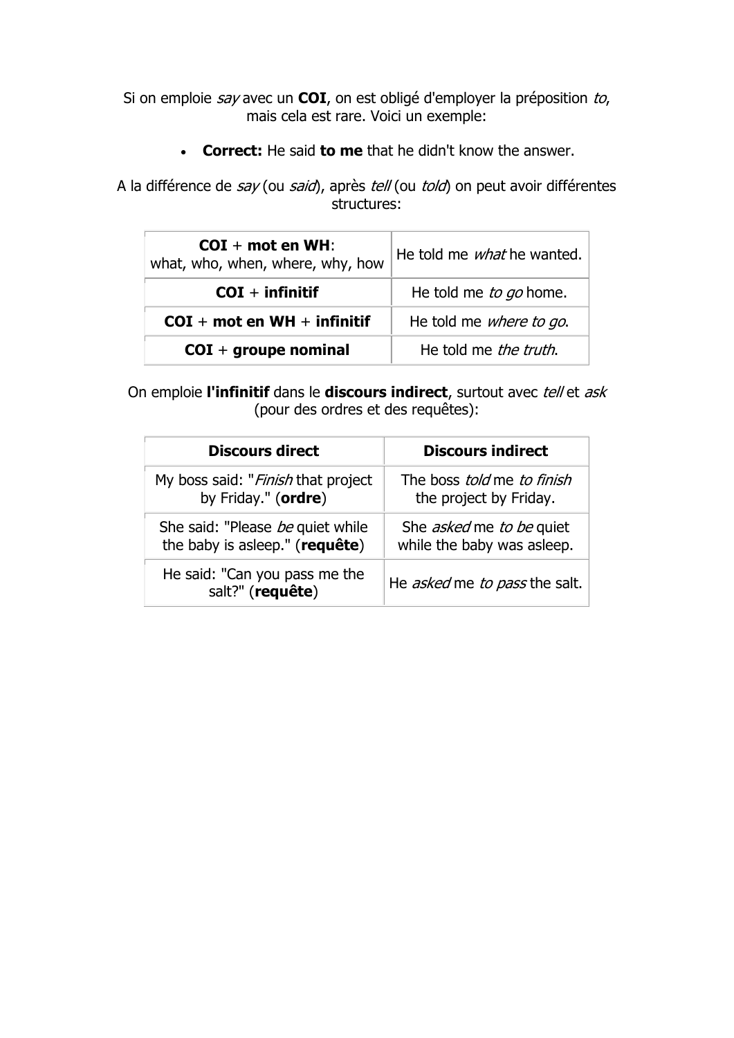Si on emploie *say* avec un **COI**, on est obligé d'employer la préposition *to*, mais cela est rare. Voici un exemple:

- **Correct:** He said **to me** that he didn't know the answer.

A la différence de *say* (ou *said*), après *tell* (ou *told*) on peut avoir différentes structures:

| | |
|---|---|
| **COI** + **mot en WH**: what, who, when, where, why, how | He told me *what* he wanted. |
| **COI** + **infinitif** | He told me *to go* home. |
| **COI** + **mot en WH** + **infinitif** | He told me *where to go*. |
| **COI** + **groupe nominal** | He told me *the truth*. |

On emploie **l'infinitif** dans le **discours indirect**, surtout avec *tell* et *ask* (pour des ordres et des requêtes):

| Discours direct | Discours indirect |
|---|---|
| My boss said: "*Finish* that project by Friday." (**ordre**) | The boss *told* me *to finish* the project by Friday. |
| She said: "Please *be* quiet while the baby is asleep." (**requête**) | She *asked* me *to be* quiet while the baby was asleep. |
| He said: "Can you pass me the salt?" (**requête**) | He *asked* me *to pass* the salt. |